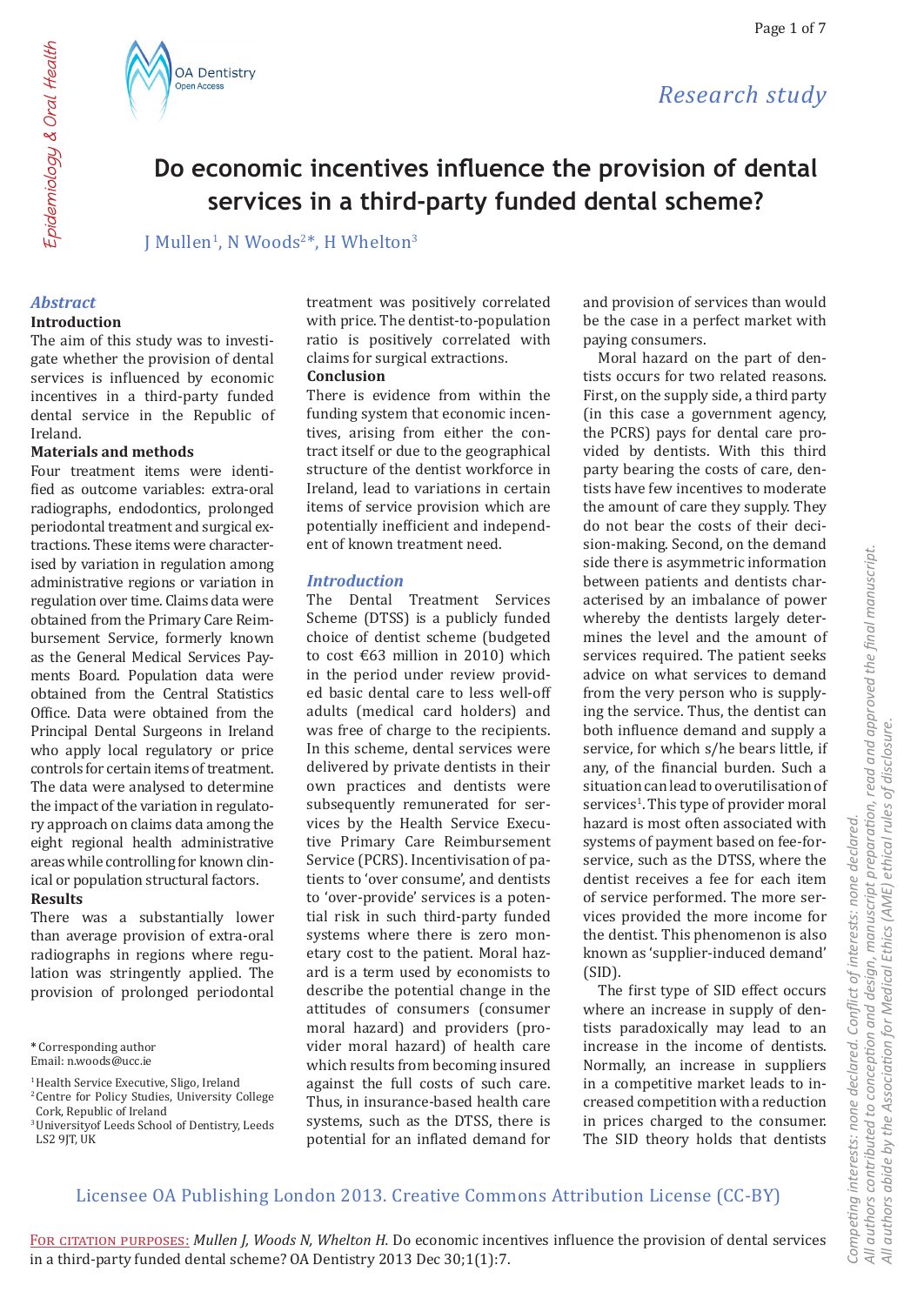*Research study*

# Do economic incentives influence the provision of dental services in a third-party funded dental scheme?

J Mullen[1], N Woods[2]*, H Whelton[3]

## *Abstract*

### Introduction

The aim of this study was to investigate whether the provision of dental services is influenced by economic incentives in a third-party funded dental service in the Republic of Ireland.

### Materials and methods

Four treatment items were identified as outcome variables: extra-oral radiographs, endodontics, prolonged periodontal treatment and surgical extractions. These items were characterised by variation in regulation among administrative regions or variation in regulation over time. Claims data were obtained from the Primary Care Reimbursement Service, formerly known as the General Medical Services Payments Board. Population data were obtained from the Central Statistics Office. Data were obtained from the Principal Dental Surgeons in Ireland who apply local regulatory or price controls for certain items of treatment. The data were analysed to determine the impact of the variation in regulatory approach on claims data among the eight regional health administrative areas while controlling for known clinical or population structural factors.

### Results

There was a substantially lower than average provision of extra-oral radiographs in regions where regulation was stringently applied. The provision of prolonged periodontal treatment was positively correlated with price. The dentist-to-population ratio is positively correlated with claims for surgical extractions.

### Conclusion

There is evidence from within the funding system that economic incentives, arising from either the contract itself or due to the geographical structure of the dentist workforce in Ireland, lead to variations in certain items of service provision which are potentially inefficient and independent of known treatment need.

## *Introduction*

The Dental Treatment Services Scheme (DTSS) is a publicly funded choice of dentist scheme (budgeted to cost €63 million in 2010) which in the period under review provided basic dental care to less well-off adults (medical card holders) and was free of charge to the recipients. In this scheme, dental services were delivered by private dentists in their own practices and dentists were subsequently remunerated for services by the Health Service Executive Primary Care Reimbursement Service (PCRS). Incentivisation of patients to 'over consume', and dentists to 'over-provide' services is a potential risk in such third-party funded systems where there is zero monetary cost to the patient. Moral hazard is a term used by economists to describe the potential change in the attitudes of consumers (consumer moral hazard) and providers (provider moral hazard) of health care which results from becoming insured against the full costs of such care. Thus, in insurance-based health care systems, such as the DTSS, there is potential for an inflated demand for and provision of services than would be the case in a perfect market with paying consumers.

Moral hazard on the part of dentists occurs for two related reasons. First, on the supply side, a third party (in this case a government agency, the PCRS) pays for dental care provided by dentists. With this third party bearing the costs of care, dentists have few incentives to moderate the amount of care they supply. They do not bear the costs of their decision-making. Second, on the demand side there is asymmetric information between patients and dentists characterised by an imbalance of power whereby the dentists largely determines the level and the amount of services required. The patient seeks advice on what services to demand from the very person who is supplying the service. Thus, the dentist can both influence demand and supply a service, for which s/he bears little, if any, of the financial burden. Such a situation can lead to overutilisation of services[1]. This type of provider moral hazard is most often associated with systems of payment based on fee-for-service, such as the DTSS, where the dentist receives a fee for each item of service performed. The more services provided the more income for the dentist. This phenomenon is also known as 'supplier-induced demand' (SID).

The first type of SID effect occurs where an increase in supply of dentists paradoxically may lead to an increase in the income of dentists. Normally, an increase in suppliers in a competitive market leads to increased competition with a reduction in prices charged to the consumer. The SID theory holds that dentists

---

* Corresponding author
Email: n.woods@ucc.ie

[1] Health Service Executive, Sligo, Ireland
[2] Centre for Policy Studies, University College Cork, Republic of Ireland
[3] Universityof Leeds School of Dentistry, Leeds LS2 9JT, UK

Licensee OA Publishing London 2013. Creative Commons Attribution License (CC-BY)

For citation purposes: *Mullen J, Woods N, Whelton H.* Do economic incentives influence the provision of dental services in a third-party funded dental scheme? OA Dentistry 2013 Dec 30;1(1):7.

*Competing interests: none declared. Conflict of interests: none declared.*
*All authors contributed to conception and design, manuscript preparation, read and approved the final manuscript.*
*All authors abide by the Association for Medical Ethics (AME) ethical rules of disclosure.*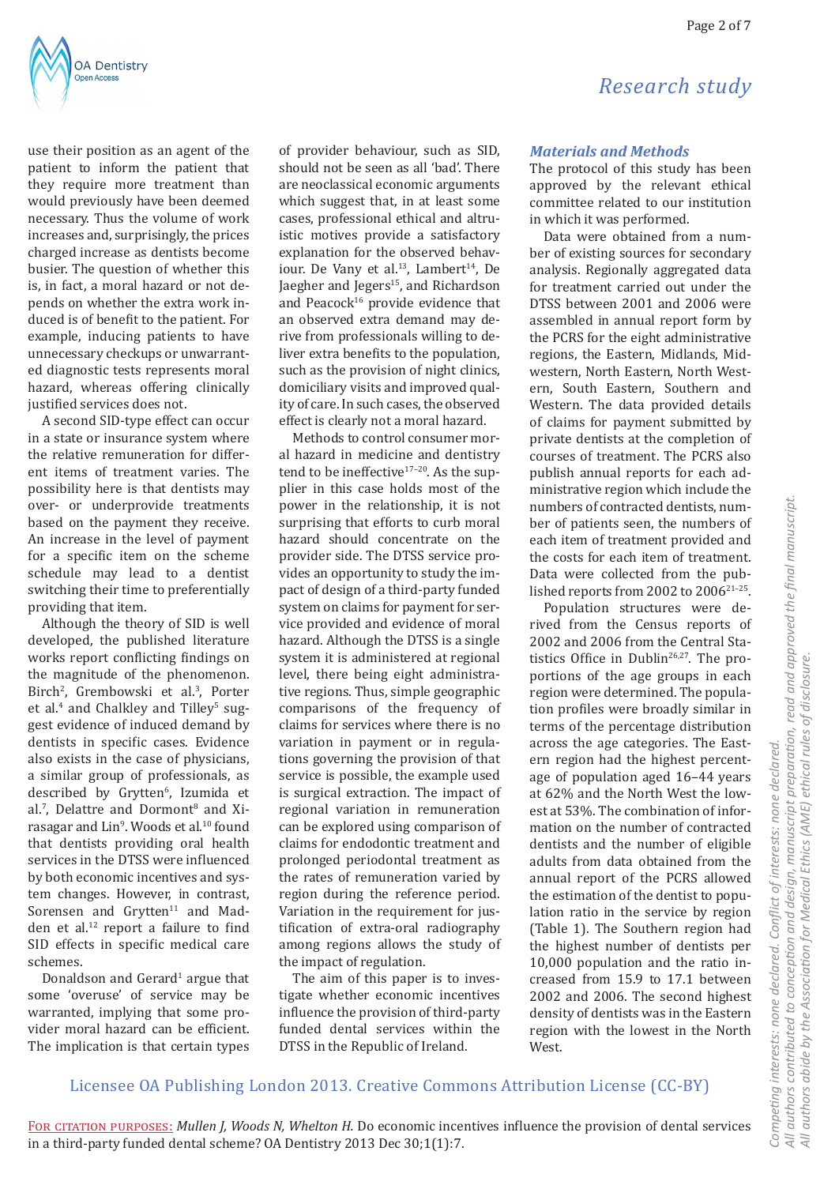use their position as an agent of the patient to inform the patient that they require more treatment than would previously have been deemed necessary. Thus the volume of work increases and, surprisingly, the prices charged increase as dentists become busier. The question of whether this is, in fact, a moral hazard or not depends on whether the extra work induced is of benefit to the patient. For example, inducing patients to have unnecessary checkups or unwarranted diagnostic tests represents moral hazard, whereas offering clinically justified services does not.

A second SID-type effect can occur in a state or insurance system where the relative remuneration for different items of treatment varies. The possibility here is that dentists may over- or underprovide treatments based on the payment they receive. An increase in the level of payment for a specific item on the scheme schedule may lead to a dentist switching their time to preferentially providing that item.

Although the theory of SID is well developed, the published literature works report conflicting findings on the magnitude of the phenomenon. Birch[2], Grembowski et al.[3], Porter et al.[4] and Chalkley and Tilley[5] suggest evidence of induced demand by dentists in specific cases. Evidence also exists in the case of physicians, a similar group of professionals, as described by Grytten[6], Izumida et al.[7], Delattre and Dormont[8] and Xirasagar and Lin[9]. Woods et al.[10] found that dentists providing oral health services in the DTSS were influenced by both economic incentives and system changes. However, in contrast, Sorensen and Grytten[11] and Madden et al.[12] report a failure to find SID effects in specific medical care schemes.

Donaldson and Gerard[1] argue that some 'overuse' of service may be warranted, implying that some provider moral hazard can be efficient. The implication is that certain types of provider behaviour, such as SID, should not be seen as all 'bad'. There are neoclassical economic arguments which suggest that, in at least some cases, professional ethical and altruistic motives provide a satisfactory explanation for the observed behaviour. De Vany et al.[13], Lambert[14], De Jaegher and Jegers[15], and Richardson and Peacock[16] provide evidence that an observed extra demand may derive from professionals willing to deliver extra benefits to the population, such as the provision of night clinics, domiciliary visits and improved quality of care. In such cases, the observed effect is clearly not a moral hazard.

Methods to control consumer moral hazard in medicine and dentistry tend to be ineffective[17–20]. As the supplier in this case holds most of the power in the relationship, it is not surprising that efforts to curb moral hazard should concentrate on the provider side. The DTSS service provides an opportunity to study the impact of design of a third-party funded system on claims for payment for service provided and evidence of moral hazard. Although the DTSS is a single system it is administered at regional level, there being eight administrative regions. Thus, simple geographic comparisons of the frequency of claims for services where there is no variation in payment or in regulations governing the provision of that service is possible, the example used is surgical extraction. The impact of regional variation in remuneration can be explored using comparison of claims for endodontic treatment and prolonged periodontal treatment as the rates of remuneration varied by region during the reference period. Variation in the requirement for justification of extra-oral radiography among regions allows the study of the impact of regulation.

The aim of this paper is to investigate whether economic incentives influence the provision of third-party funded dental services within the DTSS in the Republic of Ireland.

## Materials and Methods

The protocol of this study has been approved by the relevant ethical committee related to our institution in which it was performed.

Data were obtained from a number of existing sources for secondary analysis. Regionally aggregated data for treatment carried out under the DTSS between 2001 and 2006 were assembled in annual report form by the PCRS for the eight administrative regions, the Eastern, Midlands, Midwestern, North Eastern, North Western, South Eastern, Southern and Western. The data provided details of claims for payment submitted by private dentists at the completion of courses of treatment. The PCRS also publish annual reports for each administrative region which include the numbers of contracted dentists, number of patients seen, the numbers of each item of treatment provided and the costs for each item of treatment. Data were collected from the published reports from 2002 to 2006[21–25].

Population structures were derived from the Census reports of 2002 and 2006 from the Central Statistics Office in Dublin[26,27]. The proportions of the age groups in each region were determined. The population profiles were broadly similar in terms of the percentage distribution across the age categories. The Eastern region had the highest percentage of population aged 16–44 years at 62% and the North West the lowest at 53%. The combination of information on the number of contracted dentists and the number of eligible adults from data obtained from the annual report of the PCRS allowed the estimation of the dentist to population ratio in the service by region (Table 1). The Southern region had the highest number of dentists per 10,000 population and the ratio increased from 15.9 to 17.1 between 2002 and 2006. The second highest density of dentists was in the Eastern region with the lowest in the North West.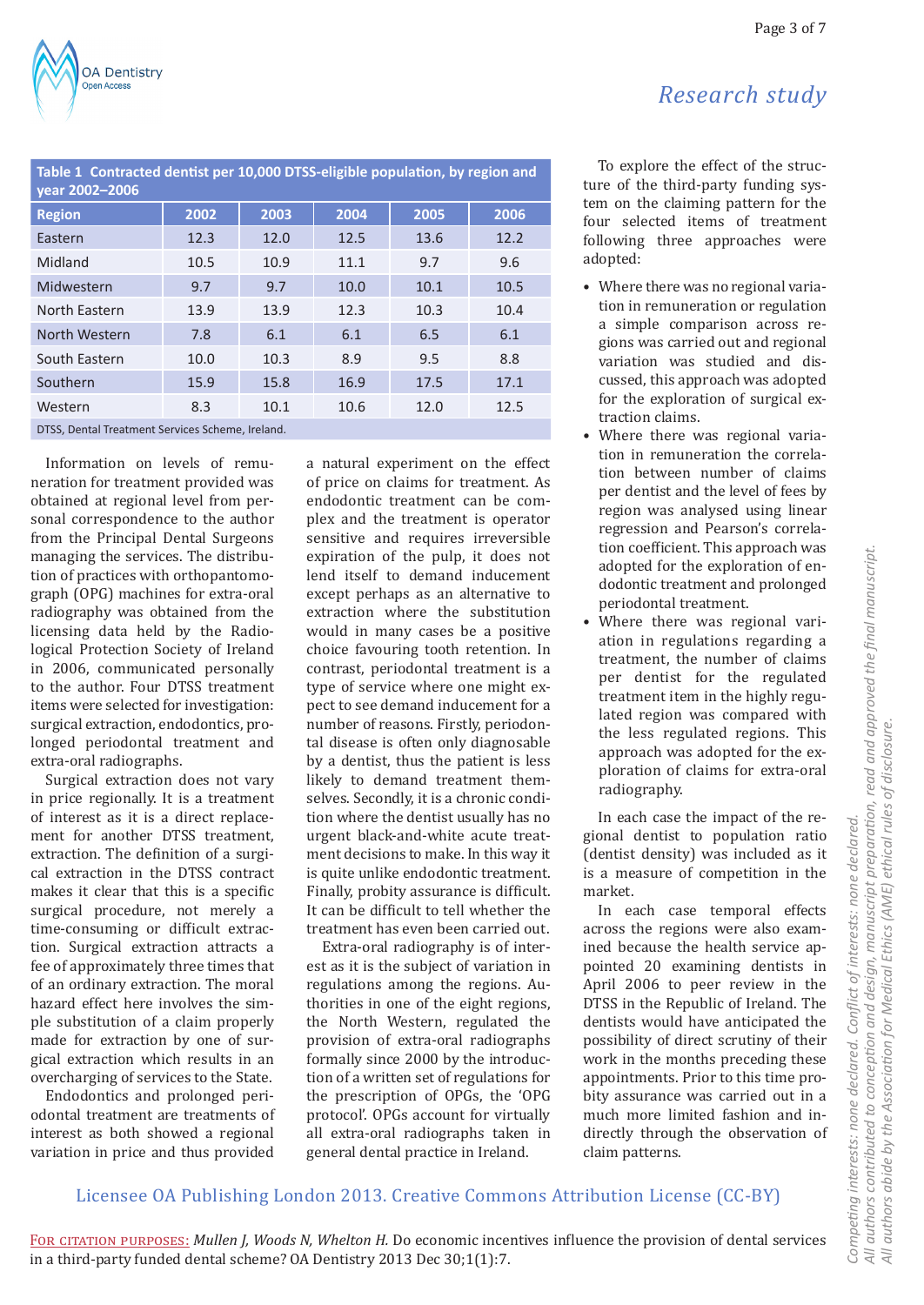**Table 1 Contracted dentist per 10,000 DTSS-eligible population, by region and year 2002–2006**

| Region | 2002 | 2003 | 2004 | 2005 | 2006 |
|---|---|---|---|---|---|
| Eastern | 12.3 | 12.0 | 12.5 | 13.6 | 12.2 |
| Midland | 10.5 | 10.9 | 11.1 | 9.7 | 9.6 |
| Midwestern | 9.7 | 9.7 | 10.0 | 10.1 | 10.5 |
| North Eastern | 13.9 | 13.9 | 12.3 | 10.3 | 10.4 |
| North Western | 7.8 | 6.1 | 6.1 | 6.5 | 6.1 |
| South Eastern | 10.0 | 10.3 | 8.9 | 9.5 | 8.8 |
| Southern | 15.9 | 15.8 | 16.9 | 17.5 | 17.1 |
| Western | 8.3 | 10.1 | 10.6 | 12.0 | 12.5 |

DTSS, Dental Treatment Services Scheme, Ireland.

Information on levels of remuneration for treatment provided was obtained at regional level from personal correspondence to the author from the Principal Dental Surgeons managing the services. The distribution of practices with orthopantomograph (OPG) machines for extra-oral radiography was obtained from the licensing data held by the Radiological Protection Society of Ireland in 2006, communicated personally to the author. Four DTSS treatment items were selected for investigation: surgical extraction, endodontics, prolonged periodontal treatment and extra-oral radiographs.

Surgical extraction does not vary in price regionally. It is a treatment of interest as it is a direct replacement for another DTSS treatment, extraction. The definition of a surgical extraction in the DTSS contract makes it clear that this is a specific surgical procedure, not merely a time-consuming or difficult extraction. Surgical extraction attracts a fee of approximately three times that of an ordinary extraction. The moral hazard effect here involves the simple substitution of a claim properly made for extraction by one of surgical extraction which results in an overcharging of services to the State.

Endodontics and prolonged periodontal treatment are treatments of interest as both showed a regional variation in price and thus provided a natural experiment on the effect of price on claims for treatment. As endodontic treatment can be complex and the treatment is operator sensitive and requires irreversible expiration of the pulp, it does not lend itself to demand inducement except perhaps as an alternative to extraction where the substitution would in many cases be a positive choice favouring tooth retention. In contrast, periodontal treatment is a type of service where one might expect to see demand inducement for a number of reasons. Firstly, periodontal disease is often only diagnosable by a dentist, thus the patient is less likely to demand treatment themselves. Secondly, it is a chronic condition where the dentist usually has no urgent black-and-white acute treatment decisions to make. In this way it is quite unlike endodontic treatment. Finally, probity assurance is difficult. It can be difficult to tell whether the treatment has even been carried out.

Extra-oral radiography is of interest as it is the subject of variation in regulations among the regions. Authorities in one of the eight regions, the North Western, regulated the provision of extra-oral radiographs formally since 2000 by the introduction of a written set of regulations for the prescription of OPGs, the 'OPG protocol'. OPGs account for virtually all extra-oral radiographs taken in general dental practice in Ireland.

To explore the effect of the structure of the third-party funding system on the claiming pattern for the four selected items of treatment following three approaches were adopted:

- Where there was no regional variation in remuneration or regulation a simple comparison across regions was carried out and regional variation was studied and discussed, this approach was adopted for the exploration of surgical extraction claims.
- Where there was regional variation in remuneration the correlation between number of claims per dentist and the level of fees by region was analysed using linear regression and Pearson's correlation coefficient. This approach was adopted for the exploration of endodontic treatment and prolonged periodontal treatment.
- Where there was regional variation in regulations regarding a treatment, the number of claims per dentist for the regulated treatment item in the highly regulated region was compared with the less regulated regions. This approach was adopted for the exploration of claims for extra-oral radiography.

In each case the impact of the regional dentist to population ratio (dentist density) was included as it is a measure of competition in the market.

In each case temporal effects across the regions were also examined because the health service appointed 20 examining dentists in April 2006 to peer review in the DTSS in the Republic of Ireland. The dentists would have anticipated the possibility of direct scrutiny of their work in the months preceding these appointments. Prior to this time probity assurance was carried out in a much more limited fashion and indirectly through the observation of claim patterns.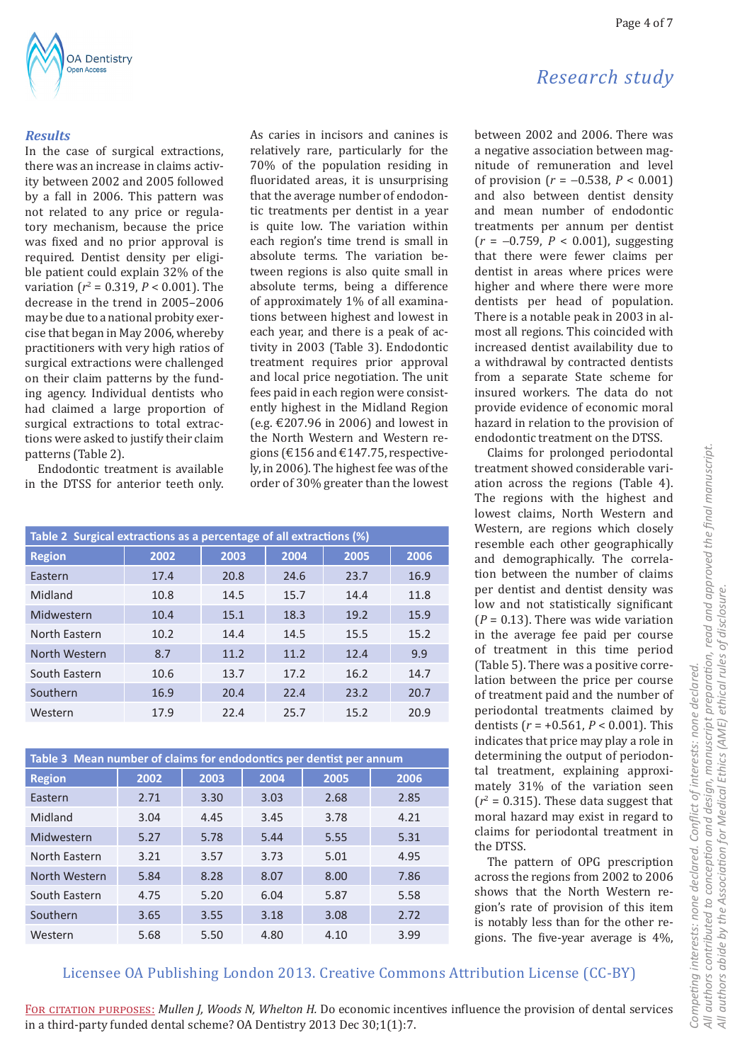## Results

In the case of surgical extractions, there was an increase in claims activity between 2002 and 2005 followed by a fall in 2006. This pattern was not related to any price or regulatory mechanism, because the price was fixed and no prior approval is required. Dentist density per eligible patient could explain 32% of the variation ($r^2 = 0.319$, $P < 0.001$). The decrease in the trend in 2005–2006 may be due to a national probity exercise that began in May 2006, whereby practitioners with very high ratios of surgical extractions were challenged on their claim patterns by the funding agency. Individual dentists who had claimed a large proportion of surgical extractions to total extractions were asked to justify their claim patterns (Table 2).

Endodontic treatment is available in the DTSS for anterior teeth only. As caries in incisors and canines is relatively rare, particularly for the 70% of the population residing in fluoridated areas, it is unsurprising that the average number of endodontic treatments per dentist in a year is quite low. The variation within each region's time trend is small in absolute terms. The variation between regions is also quite small in absolute terms, being a difference of approximately 1% of all examinations between highest and lowest in each year, and there is a peak of activity in 2003 (Table 3). Endodontic treatment requires prior approval and local price negotiation. The unit fees paid in each region were consistently highest in the Midland Region (e.g. €207.96 in 2006) and lowest in the North Western and Western regions (€156 and €147.75, respectively, in 2006). The highest fee was of the order of 30% greater than the lowest between 2002 and 2006. There was a negative association between magnitude of remuneration and level of provision ($r = -0.538$, $P < 0.001$) and also between dentist density and mean number of endodontic treatments per annum per dentist ($r = -0.759$, $P < 0.001$), suggesting that there were fewer claims per dentist in areas where prices were higher and where there were more dentists per head of population. There is a notable peak in 2003 in almost all regions. This coincided with increased dentist availability due to a withdrawal by contracted dentists from a separate State scheme for insured workers. The data do not provide evidence of economic moral hazard in relation to the provision of endodontic treatment on the DTSS.

Claims for prolonged periodontal treatment showed considerable variation across the regions (Table 4). The regions with the highest and lowest claims, North Western and Western, are regions which closely resemble each other geographically and demographically. The correlation between the number of claims per dentist and dentist density was low and not statistically significant ($P = 0.13$). There was wide variation in the average fee paid per course of treatment in this time period (Table 5). There was a positive correlation between the price per course of treatment paid and the number of periodontal treatments claimed by dentists ($r = +0.561$, $P < 0.001$). This indicates that price may play a role in determining the output of periodontal treatment, explaining approximately 31% of the variation seen ($r^2 = 0.315$). These data suggest that moral hazard may exist in regard to claims for periodontal treatment in the DTSS.

The pattern of OPG prescription across the regions from 2002 to 2006 shows that the North Western region's rate of provision of this item is notably less than for the other regions. The five-year average is 4%,

**Table 2 Surgical extractions as a percentage of all extractions (%)**

| Region | 2002 | 2003 | 2004 | 2005 | 2006 |
|---|---|---|---|---|---|
| Eastern | 17.4 | 20.8 | 24.6 | 23.7 | 16.9 |
| Midland | 10.8 | 14.5 | 15.7 | 14.4 | 11.8 |
| Midwestern | 10.4 | 15.1 | 18.3 | 19.2 | 15.9 |
| North Eastern | 10.2 | 14.4 | 14.5 | 15.5 | 15.2 |
| North Western | 8.7 | 11.2 | 11.2 | 12.4 | 9.9 |
| South Eastern | 10.6 | 13.7 | 17.2 | 16.2 | 14.7 |
| Southern | 16.9 | 20.4 | 22.4 | 23.2 | 20.7 |
| Western | 17.9 | 22.4 | 25.7 | 15.2 | 20.9 |

**Table 3 Mean number of claims for endodontics per dentist per annum**

| Region | 2002 | 2003 | 2004 | 2005 | 2006 |
|---|---|---|---|---|---|
| Eastern | 2.71 | 3.30 | 3.03 | 2.68 | 2.85 |
| Midland | 3.04 | 4.45 | 3.45 | 3.78 | 4.21 |
| Midwestern | 5.27 | 5.78 | 5.44 | 5.55 | 5.31 |
| North Eastern | 3.21 | 3.57 | 3.73 | 5.01 | 4.95 |
| North Western | 5.84 | 8.28 | 8.07 | 8.00 | 7.86 |
| South Eastern | 4.75 | 5.20 | 6.04 | 5.87 | 5.58 |
| Southern | 3.65 | 3.55 | 3.18 | 3.08 | 2.72 |
| Western | 5.68 | 5.50 | 4.80 | 4.10 | 3.99 |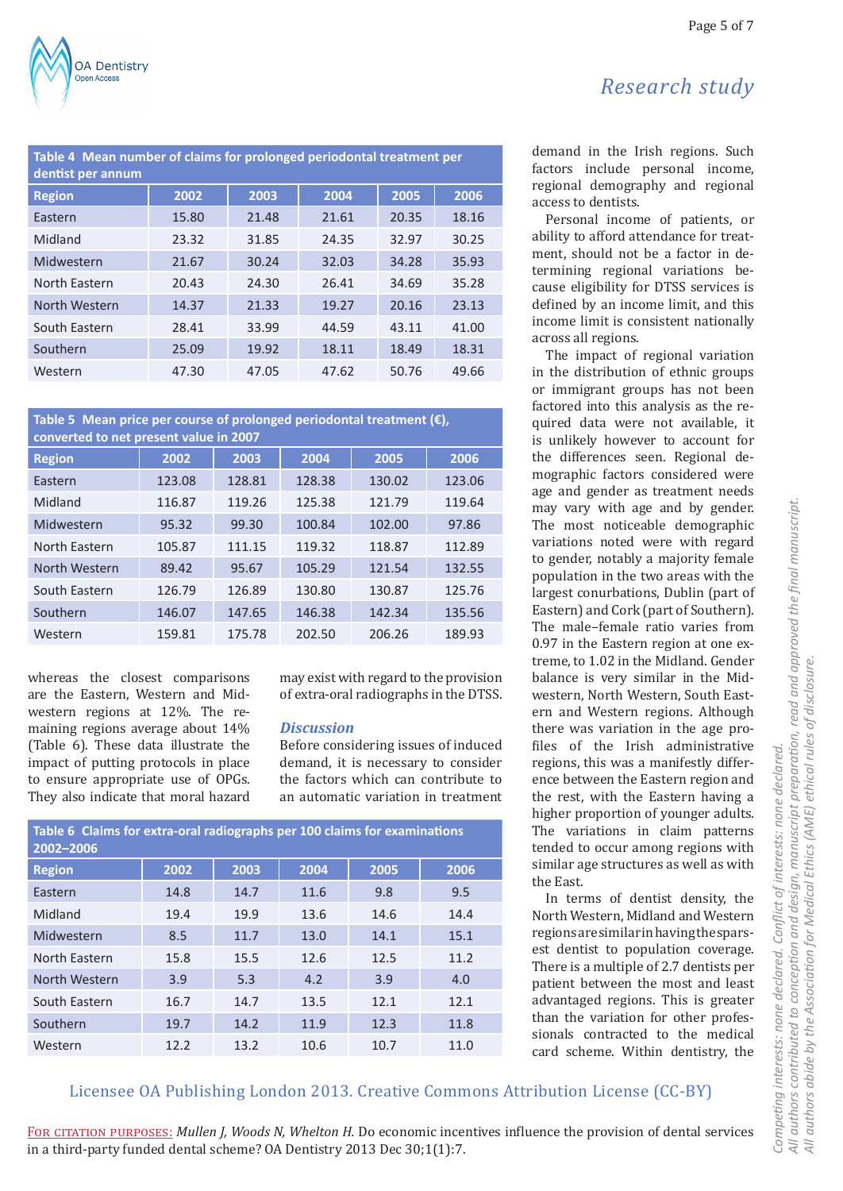**Table 4 Mean number of claims for prolonged periodontal treatment per dentist per annum**

| Region | 2002 | 2003 | 2004 | 2005 | 2006 |
|---|---|---|---|---|---|
| Eastern | 15.80 | 21.48 | 21.61 | 20.35 | 18.16 |
| Midland | 23.32 | 31.85 | 24.35 | 32.97 | 30.25 |
| Midwestern | 21.67 | 30.24 | 32.03 | 34.28 | 35.93 |
| North Eastern | 20.43 | 24.30 | 26.41 | 34.69 | 35.28 |
| North Western | 14.37 | 21.33 | 19.27 | 20.16 | 23.13 |
| South Eastern | 28.41 | 33.99 | 44.59 | 43.11 | 41.00 |
| Southern | 25.09 | 19.92 | 18.11 | 18.49 | 18.31 |
| Western | 47.30 | 47.05 | 47.62 | 50.76 | 49.66 |

**Table 5 Mean price per course of prolonged periodontal treatment (€), converted to net present value in 2007**

| Region | 2002 | 2003 | 2004 | 2005 | 2006 |
|---|---|---|---|---|---|
| Eastern | 123.08 | 128.81 | 128.38 | 130.02 | 123.06 |
| Midland | 116.87 | 119.26 | 125.38 | 121.79 | 119.64 |
| Midwestern | 95.32 | 99.30 | 100.84 | 102.00 | 97.86 |
| North Eastern | 105.87 | 111.15 | 119.32 | 118.87 | 112.89 |
| North Western | 89.42 | 95.67 | 105.29 | 121.54 | 132.55 |
| South Eastern | 126.79 | 126.89 | 130.80 | 130.87 | 125.76 |
| Southern | 146.07 | 147.65 | 146.38 | 142.34 | 135.56 |
| Western | 159.81 | 175.78 | 202.50 | 206.26 | 189.93 |

whereas the closest comparisons are the Eastern, Western and Midwestern regions at 12%. The remaining regions average about 14% (Table 6). These data illustrate the impact of putting protocols in place to ensure appropriate use of OPGs. They also indicate that moral hazard may exist with regard to the provision of extra-oral radiographs in the DTSS.

**Table 6 Claims for extra-oral radiographs per 100 claims for examinations 2002–2006**

| Region | 2002 | 2003 | 2004 | 2005 | 2006 |
|---|---|---|---|---|---|
| Eastern | 14.8 | 14.7 | 11.6 | 9.8 | 9.5 |
| Midland | 19.4 | 19.9 | 13.6 | 14.6 | 14.4 |
| Midwestern | 8.5 | 11.7 | 13.0 | 14.1 | 15.1 |
| North Eastern | 15.8 | 15.5 | 12.6 | 12.5 | 11.2 |
| North Western | 3.9 | 5.3 | 4.2 | 3.9 | 4.0 |
| South Eastern | 16.7 | 14.7 | 13.5 | 12.1 | 12.1 |
| Southern | 19.7 | 14.2 | 11.9 | 12.3 | 11.8 |
| Western | 12.2 | 13.2 | 10.6 | 10.7 | 11.0 |

## *Discussion*

Before considering issues of induced demand, it is necessary to consider the factors which can contribute to an automatic variation in treatment demand in the Irish regions. Such factors include personal income, regional demography and regional access to dentists.

Personal income of patients, or ability to afford attendance for treatment, should not be a factor in determining regional variations because eligibility for DTSS services is defined by an income limit, and this income limit is consistent nationally across all regions.

The impact of regional variation in the distribution of ethnic groups or immigrant groups has not been factored into this analysis as the required data were not available, it is unlikely however to account for the differences seen. Regional demographic factors considered were age and gender as treatment needs may vary with age and by gender. The most noticeable demographic variations noted were with regard to gender, notably a majority female population in the two areas with the largest conurbations, Dublin (part of Eastern) and Cork (part of Southern). The male–female ratio varies from 0.97 in the Eastern region at one extreme, to 1.02 in the Midland. Gender balance is very similar in the Midwestern, North Western, South Eastern and Western regions. Although there was variation in the age profiles of the Irish administrative regions, this was a manifestly difference between the Eastern region and the rest, with the Eastern having a higher proportion of younger adults. The variations in claim patterns tended to occur among regions with similar age structures as well as with the East.

In terms of dentist density, the North Western, Midland and Western regions are similar in having the sparsest dentist to population coverage. There is a multiple of 2.7 dentists per patient between the most and least advantaged regions. This is greater than the variation for other professionals contracted to the medical card scheme. Within dentistry, the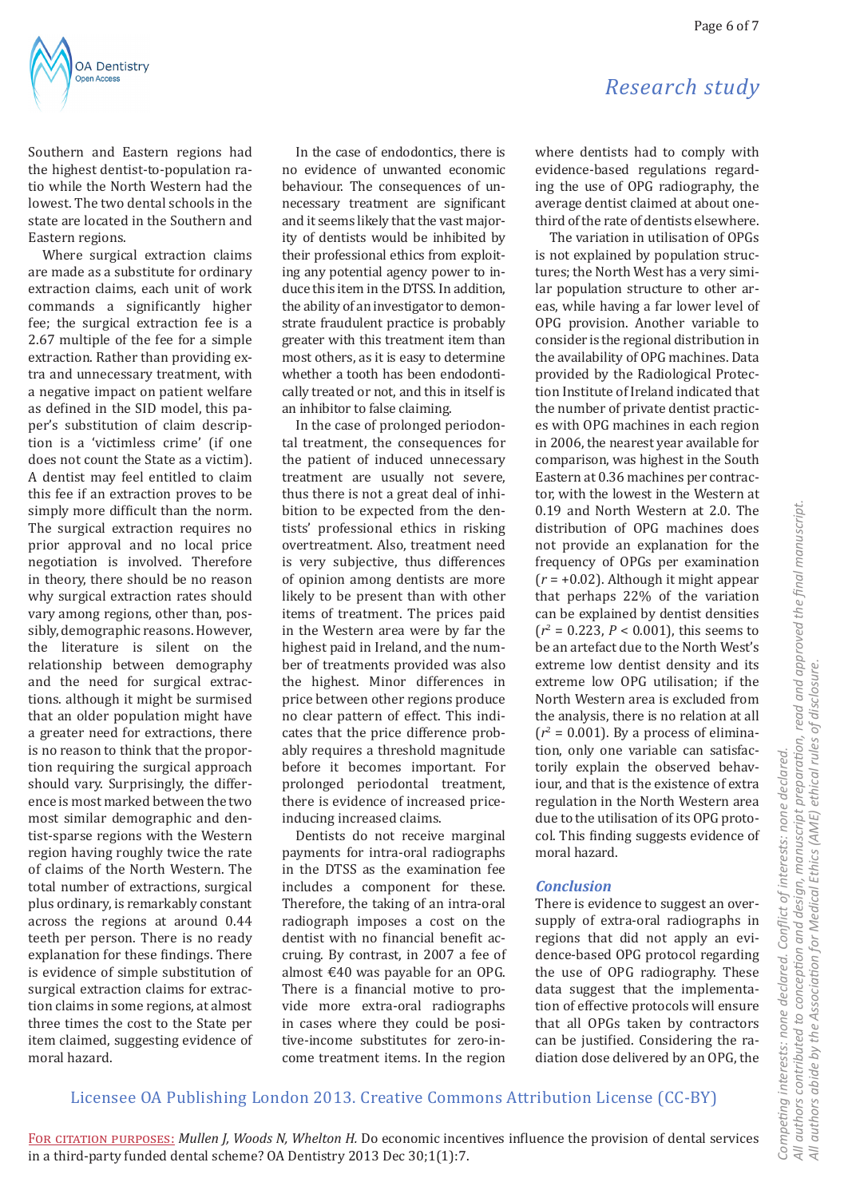Southern and Eastern regions had the highest dentist-to-population ratio while the North Western had the lowest. The two dental schools in the state are located in the Southern and Eastern regions.

Where surgical extraction claims are made as a substitute for ordinary extraction claims, each unit of work commands a significantly higher fee; the surgical extraction fee is a 2.67 multiple of the fee for a simple extraction. Rather than providing extra and unnecessary treatment, with a negative impact on patient welfare as defined in the SID model, this paper's substitution of claim description is a 'victimless crime' (if one does not count the State as a victim). A dentist may feel entitled to claim this fee if an extraction proves to be simply more difficult than the norm. The surgical extraction requires no prior approval and no local price negotiation is involved. Therefore in theory, there should be no reason why surgical extraction rates should vary among regions, other than, possibly, demographic reasons. However, the literature is silent on the relationship between demography and the need for surgical extractions. Although it might be surmised that an older population might have a greater need for extractions, there is no reason to think that the proportion requiring the surgical approach should vary. Surprisingly, the difference is most marked between the two most similar demographic and dentist-sparse regions with the Western region having roughly twice the rate of claims of the North Western. The total number of extractions, surgical plus ordinary, is remarkably constant across the regions at around 0.44 teeth per person. There is no ready explanation for these findings. There is evidence of simple substitution of surgical extraction claims for extraction claims in some regions, at almost three times the cost to the State per item claimed, suggesting evidence of moral hazard.

In the case of endodontics, there is no evidence of unwanted economic behaviour. The consequences of unnecessary treatment are significant and it seems likely that the vast majority of dentists would be inhibited by their professional ethics from exploiting any potential agency power to induce this item in the DTSS. In addition, the ability of an investigator to demonstrate fraudulent practice is probably greater with this treatment item than most others, as it is easy to determine whether a tooth has been endodontically treated or not, and this in itself is an inhibitor to false claiming.

In the case of prolonged periodontal treatment, the consequences for the patient of induced unnecessary treatment are usually not severe, thus there is not a great deal of inhibition to be expected from the dentists' professional ethics in risking overtreatment. Also, treatment need is very subjective, thus differences of opinion among dentists are more likely to be present than with other items of treatment. The prices paid in the Western area were by far the highest paid in Ireland, and the number of treatments provided was also the highest. Minor differences in price between other regions produce no clear pattern of effect. This indicates that the price difference probably requires a threshold magnitude before it becomes important. For prolonged periodontal treatment, there is evidence of increased price-inducing increased claims.

Dentists do not receive marginal payments for intra-oral radiographs in the DTSS as the examination fee includes a component for these. Therefore, the taking of an intra-oral radiograph imposes a cost on the dentist with no financial benefit accruing. By contrast, in 2007 a fee of almost €40 was payable for an OPG. There is a financial motive to provide more extra-oral radiographs in cases where they could be positive-income substitutes for zero-income treatment items. In the region where dentists had to comply with evidence-based regulations regarding the use of OPG radiography, the average dentist claimed at about one-third of the rate of dentists elsewhere.

The variation in utilisation of OPGs is not explained by population structures; the North West has a very similar population structure to other areas, while having a far lower level of OPG provision. Another variable to consider is the regional distribution in the availability of OPG machines. Data provided by the Radiological Protection Institute of Ireland indicated that the number of private dentist practices with OPG machines in each region in 2006, the nearest year available for comparison, was highest in the South Eastern at 0.36 machines per contractor, with the lowest in the Western at 0.19 and North Western at 2.0. The distribution of OPG machines does not provide an explanation for the frequency of OPGs per examination ($r = +0.02$). Although it might appear that perhaps 22% of the variation can be explained by dentist densities ($r^2 = 0.223$, $P < 0.001$), this seems to be an artefact due to the North West's extreme low dentist density and its extreme low OPG utilisation; if the North Western area is excluded from the analysis, there is no relation at all ($r^2 = 0.001$). By a process of elimination, only one variable can satisfactorily explain the observed behaviour, and that is the existence of extra regulation in the North Western area due to the utilisation of its OPG protocol. This finding suggests evidence of moral hazard.

## Conclusion

There is evidence to suggest an oversupply of extra-oral radiographs in regions that did not apply an evidence-based OPG protocol regarding the use of OPG radiography. These data suggest that the implementation of effective protocols will ensure that all OPGs taken by contractors can be justified. Considering the radiation dose delivered by an OPG, the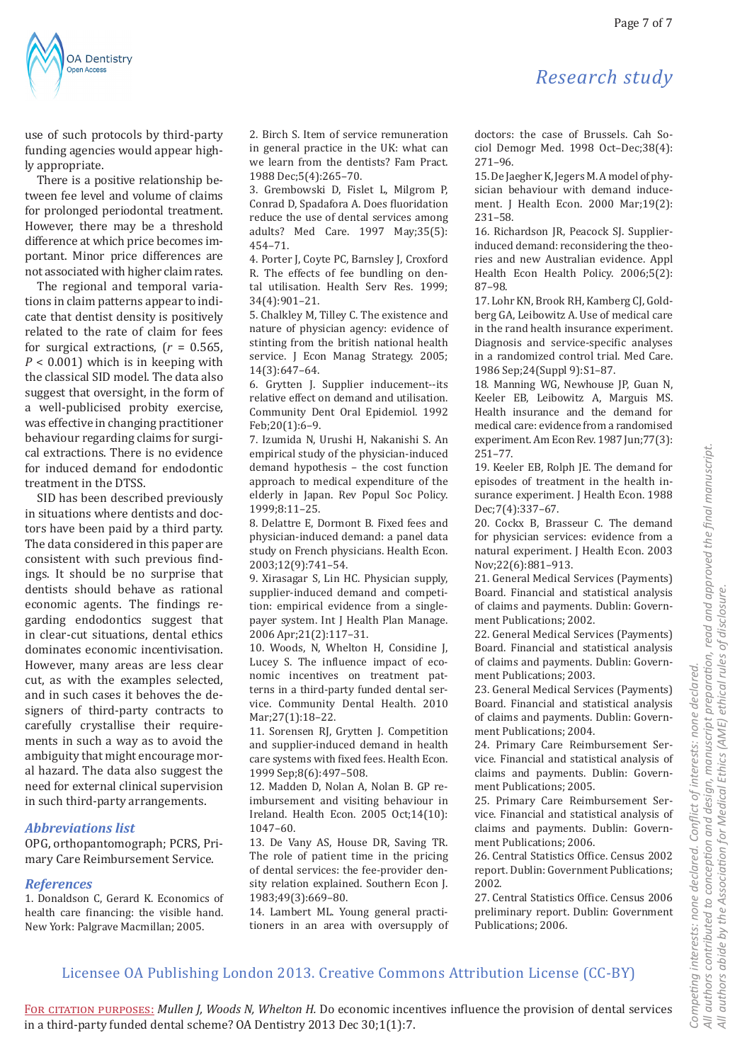use of such protocols by third-party funding agencies would appear highly appropriate.

There is a positive relationship between fee level and volume of claims for prolonged periodontal treatment. However, there may be a threshold difference at which price becomes important. Minor price differences are not associated with higher claim rates.

The regional and temporal variations in claim patterns appear to indicate that dentist density is positively related to the rate of claim for fees for surgical extractions, ($r$ = 0.565, $P$ < 0.001) which is in keeping with the classical SID model. The data also suggest that oversight, in the form of a well-publicised probity exercise, was effective in changing practitioner behaviour regarding claims for surgical extractions. There is no evidence for induced demand for endodontic treatment in the DTSS.

SID has been described previously in situations where dentists and doctors have been paid by a third party. The data considered in this paper are consistent with such previous findings. It should be no surprise that dentists should behave as rational economic agents. The findings regarding endodontics suggest that in clear-cut situations, dental ethics dominates economic incentivisation. However, many areas are less clear cut, as with the examples selected, and in such cases it behoves the designers of third-party contracts to carefully crystallise their requirements in such a way as to avoid the ambiguity that might encourage moral hazard. The data also suggest the need for external clinical supervision in such third-party arrangements.

## *Abbreviations list*

OPG, orthopantomograph; PCRS, Primary Care Reimbursement Service.

## *References*

1. Donaldson C, Gerard K. Economics of health care financing: the visible hand. New York: Palgrave Macmillan; 2005.
2. Birch S. Item of service remuneration in general practice in the UK: what can we learn from the dentists? Fam Pract. 1988 Dec;5(4):265–70.
3. Grembowski D, Fislet L, Milgrom P, Conrad D, Spadafora A. Does fluoridation reduce the use of dental services among adults? Med Care. 1997 May;35(5):454–71.
4. Porter J, Coyte PC, Barnsley J, Croxford R. The effects of fee bundling on dental utilisation. Health Serv Res. 1999;34(4):901–21.
5. Chalkley M, Tilley C. The existence and nature of physician agency: evidence of stinting from the british national health service. J Econ Manag Strategy. 2005;14(3):647–64.
6. Grytten J. Supplier inducement--its relative effect on demand and utilisation. Community Dent Oral Epidemiol. 1992 Feb;20(1):6–9.
7. Izumida N, Urushi H, Nakanishi S. An empirical study of the physician-induced demand hypothesis – the cost function approach to medical expenditure of the elderly in Japan. Rev Popul Soc Policy. 1999;8:11–25.
8. Delattre E, Dormont B. Fixed fees and physician-induced demand: a panel data study on French physicians. Health Econ. 2003;12(9):741–54.
9. Xirasagar S, Lin HC. Physician supply, supplier-induced demand and competition: empirical evidence from a single-payer system. Int J Health Plan Manage. 2006 Apr;21(2):117–31.
10. Woods, N, Whelton H, Considine J, Lucey S. The influence impact of economic incentives on treatment patterns in a third-party funded dental service. Community Dental Health. 2010 Mar;27(1):18–22.
11. Sorensen RJ, Grytten J. Competition and supplier-induced demand in health care systems with fixed fees. Health Econ. 1999 Sep;8(6):497–508.
12. Madden D, Nolan A, Nolan B. GP reimbursement and visiting behaviour in Ireland. Health Econ. 2005 Oct;14(10):1047–60.
13. De Vany AS, House DR, Saving TR. The role of patient time in the pricing of dental services: the fee-provider density relation explained. Southern Econ J. 1983;49(3):669–80.
14. Lambert ML. Young general practitioners in an area with oversupply of doctors: the case of Brussels. Cah Sociol Demogr Med. 1998 Oct–Dec;38(4):271–96.
15. De Jaegher K, Jegers M. A model of physician behaviour with demand inducement. J Health Econ. 2000 Mar;19(2):231–58.
16. Richardson JR, Peacock SJ. Supplier-induced demand: reconsidering the theories and new Australian evidence. Appl Health Econ Health Policy. 2006;5(2):87–98.
17. Lohr KN, Brook RH, Kamberg CJ, Goldberg GA, Leibowitz A. Use of medical care in the rand health insurance experiment. Diagnosis and service-specific analyses in a randomized control trial. Med Care. 1986 Sep;24(Suppl 9):S1–87.
18. Manning WG, Newhouse JP, Guan N, Keeler EB, Leibowitz A, Marguis MS. Health insurance and the demand for medical care: evidence from a randomised experiment. Am Econ Rev. 1987 Jun;77(3):251–77.
19. Keeler EB, Rolph JE. The demand for episodes of treatment in the health insurance experiment. J Health Econ. 1988 Dec;7(4):337–67.
20. Cockx B, Brasseur C. The demand for physician services: evidence from a natural experiment. J Health Econ. 2003 Nov;22(6):881–913.
21. General Medical Services (Payments) Board. Financial and statistical analysis of claims and payments. Dublin: Government Publications; 2002.
22. General Medical Services (Payments) Board. Financial and statistical analysis of claims and payments. Dublin: Government Publications; 2003.
23. General Medical Services (Payments) Board. Financial and statistical analysis of claims and payments. Dublin: Government Publications; 2004.
24. Primary Care Reimbursement Service. Financial and statistical analysis of claims and payments. Dublin: Government Publications; 2005.
25. Primary Care Reimbursement Service. Financial and statistical analysis of claims and payments. Dublin: Government Publications; 2006.
26. Central Statistics Office. Census 2002 report. Dublin: Government Publications; 2002.
27. Central Statistics Office. Census 2006 preliminary report. Dublin: Government Publications; 2006.

*Competing interests: none declared. Conflict of interests: none declared.*
*All authors contributed to conception and design, manuscript preparation, read and approved the final manuscript.*
*All authors abide by the Association for Medical Ethics (AME) ethical rules of disclosure.*

Licensee OA Publishing London 2013. Creative Commons Attribution License (CC-BY)

For citation purposes: *Mullen J, Woods N, Whelton H.* Do economic incentives influence the provision of dental services in a third-party funded dental scheme? OA Dentistry 2013 Dec 30;1(1):7.